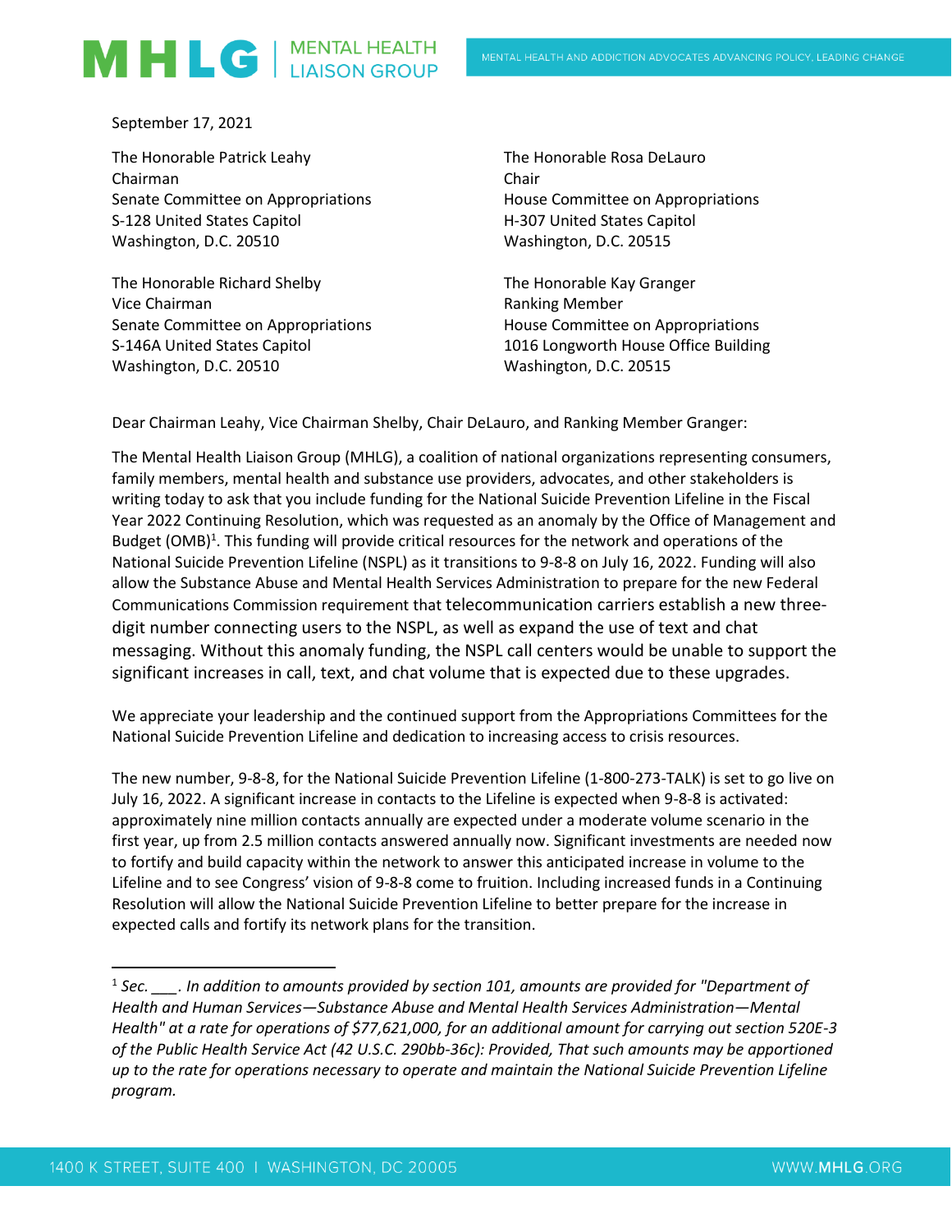**MHLG | MENTAL HEALTH LIAISON GROUP**

MENTAL HEALTH AND ADDICTION ADVOCATES ADVANCING POLICY, LEADING CHANGE

September 17, 2021

The Honorable Patrick Leahy
Chairman
Senate Committee on Appropriations
S-128 United States Capitol
Washington, D.C. 20510

The Honorable Rosa DeLauro
Chair
House Committee on Appropriations
H-307 United States Capitol
Washington, D.C. 20515

The Honorable Richard Shelby
Vice Chairman
Senate Committee on Appropriations
S-146A United States Capitol
Washington, D.C. 20510

The Honorable Kay Granger
Ranking Member
House Committee on Appropriations
1016 Longworth House Office Building
Washington, D.C. 20515

Dear Chairman Leahy, Vice Chairman Shelby, Chair DeLauro, and Ranking Member Granger:

The Mental Health Liaison Group (MHLG), a coalition of national organizations representing consumers, family members, mental health and substance use providers, advocates, and other stakeholders is writing today to ask that you include funding for the National Suicide Prevention Lifeline in the Fiscal Year 2022 Continuing Resolution, which was requested as an anomaly by the Office of Management and Budget (OMB)[1]. This funding will provide critical resources for the network and operations of the National Suicide Prevention Lifeline (NSPL) as it transitions to 9-8-8 on July 16, 2022. Funding will also allow the Substance Abuse and Mental Health Services Administration to prepare for the new Federal Communications Commission requirement that telecommunication carriers establish a new three-digit number connecting users to the NSPL, as well as expand the use of text and chat messaging. Without this anomaly funding, the NSPL call centers would be unable to support the significant increases in call, text, and chat volume that is expected due to these upgrades.

We appreciate your leadership and the continued support from the Appropriations Committees for the National Suicide Prevention Lifeline and dedication to increasing access to crisis resources.

The new number, 9-8-8, for the National Suicide Prevention Lifeline (1-800-273-TALK) is set to go live on July 16, 2022. A significant increase in contacts to the Lifeline is expected when 9-8-8 is activated: approximately nine million contacts annually are expected under a moderate volume scenario in the first year, up from 2.5 million contacts answered annually now. Significant investments are needed now to fortify and build capacity within the network to answer this anticipated increase in volume to the Lifeline and to see Congress' vision of 9-8-8 come to fruition. Including increased funds in a Continuing Resolution will allow the National Suicide Prevention Lifeline to better prepare for the increase in expected calls and fortify its network plans for the transition.

---

[1] *Sec. ___. In addition to amounts provided by section 101, amounts are provided for "Department of Health and Human Services—Substance Abuse and Mental Health Services Administration—Mental Health" at a rate for operations of $77,621,000, for an additional amount for carrying out section 520E-3 of the Public Health Service Act (42 U.S.C. 290bb-36c): Provided, That such amounts may be apportioned up to the rate for operations necessary to operate and maintain the National Suicide Prevention Lifeline program.*

1400 K STREET, SUITE 400 | WASHINGTON, DC 20005 WWW.MHLG.ORG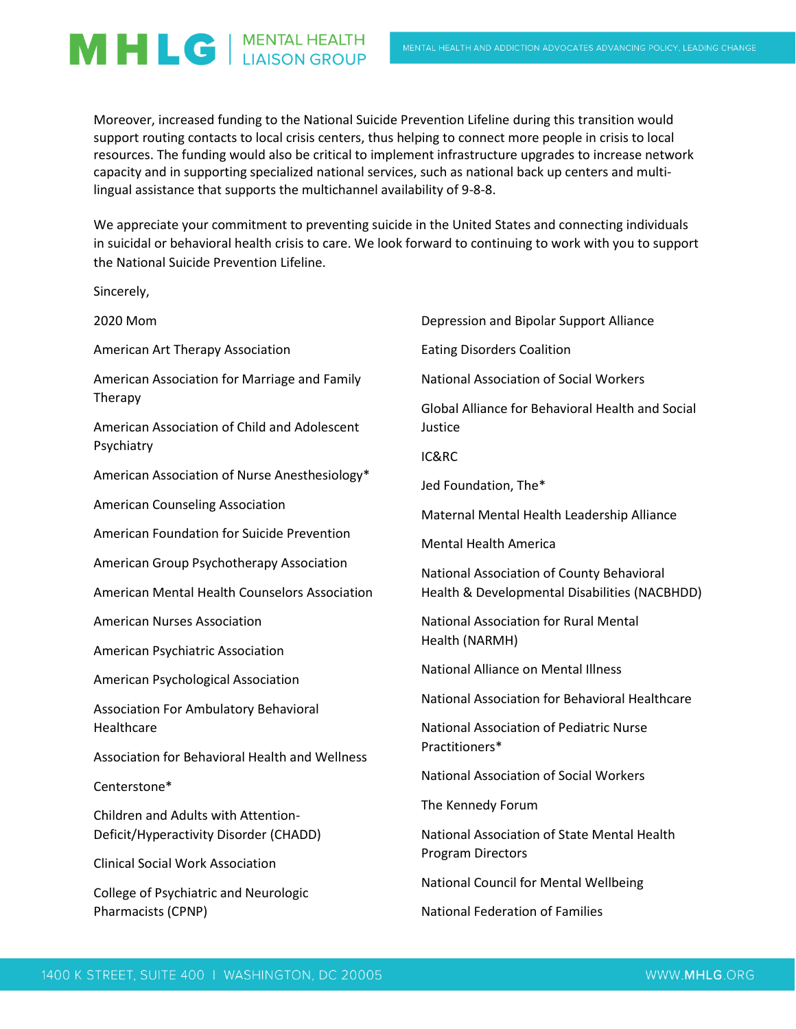Moreover, increased funding to the National Suicide Prevention Lifeline during this transition would support routing contacts to local crisis centers, thus helping to connect more people in crisis to local resources. The funding would also be critical to implement infrastructure upgrades to increase network capacity and in supporting specialized national services, such as national back up centers and multi-lingual assistance that supports the multichannel availability of 9-8-8.

We appreciate your commitment to preventing suicide in the United States and connecting individuals in suicidal or behavioral health crisis to care. We look forward to continuing to work with you to support the National Suicide Prevention Lifeline.

Sincerely,

2020 Mom

American Art Therapy Association

American Association for Marriage and Family Therapy

American Association of Child and Adolescent Psychiatry

American Association of Nurse Anesthesiology*

American Counseling Association

American Foundation for Suicide Prevention

American Group Psychotherapy Association

American Mental Health Counselors Association

American Nurses Association

American Psychiatric Association

American Psychological Association

Association For Ambulatory Behavioral Healthcare

Association for Behavioral Health and Wellness

Centerstone*

Children and Adults with Attention-Deficit/Hyperactivity Disorder (CHADD)

Clinical Social Work Association

College of Psychiatric and Neurologic Pharmacists (CPNP)

Depression and Bipolar Support Alliance

Eating Disorders Coalition

National Association of Social Workers

Global Alliance for Behavioral Health and Social Justice

IC&RC

Jed Foundation, The*

Maternal Mental Health Leadership Alliance

Mental Health America

National Association of County Behavioral Health & Developmental Disabilities (NACBHDD)

National Association for Rural Mental Health (NARMH)

National Alliance on Mental Illness

National Association for Behavioral Healthcare

National Association of Pediatric Nurse Practitioners*

National Association of Social Workers

The Kennedy Forum

National Association of State Mental Health Program Directors

National Council for Mental Wellbeing

National Federation of Families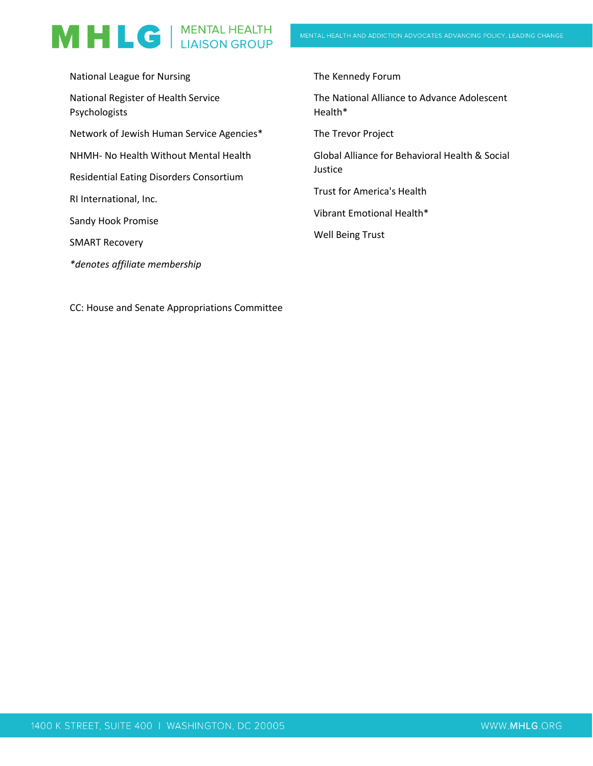National League for Nursing

National Register of Health Service Psychologists

Network of Jewish Human Service Agencies*

NHMH- No Health Without Mental Health

Residential Eating Disorders Consortium

RI International, Inc.

Sandy Hook Promise

SMART Recovery

The Kennedy Forum

The National Alliance to Advance Adolescent Health*

The Trevor Project

Global Alliance for Behavioral Health & Social Justice

Trust for America's Health

Vibrant Emotional Health*

Well Being Trust

*\*denotes affiliate membership*

CC: House and Senate Appropriations Committee